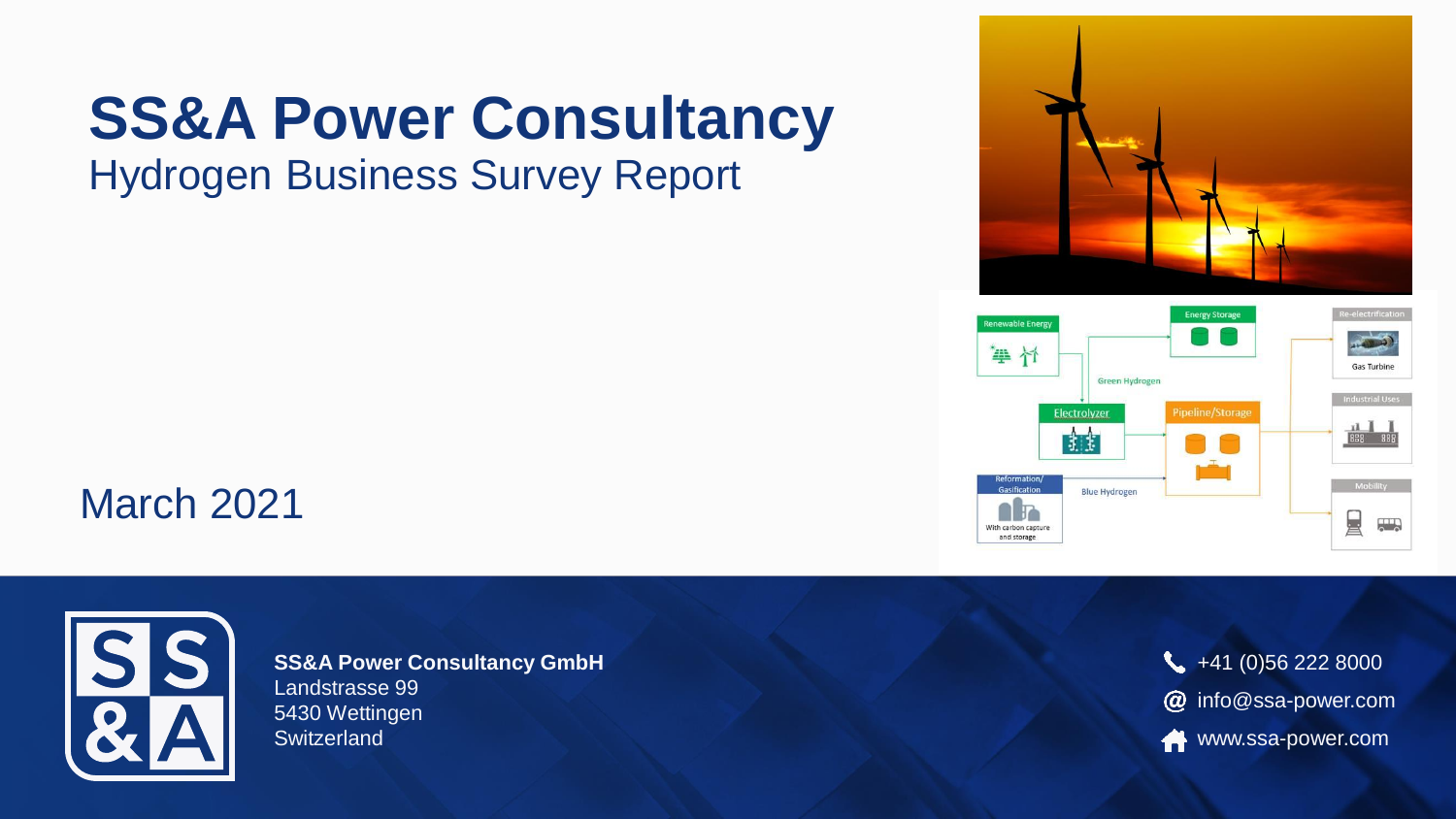# SS&A Power Consultancy

## Hydrogen Business Survey Report

Renewable Energy

Energy Storage

Green Hydrogen

Electrolyzer

Pipeline/Storage

Reformation/ Gasification

With carbon capture and storage

Blue Hydrogen

Re-electrification

Gas Turbine

Industrial Uses

Mobility

March 2021

**SS&A Power Consultancy GmbH**
Landstrasse 99
5430 Wettingen
Switzerland

+41 (0)56 222 8000
info@ssa-power.com
www.ssa-power.com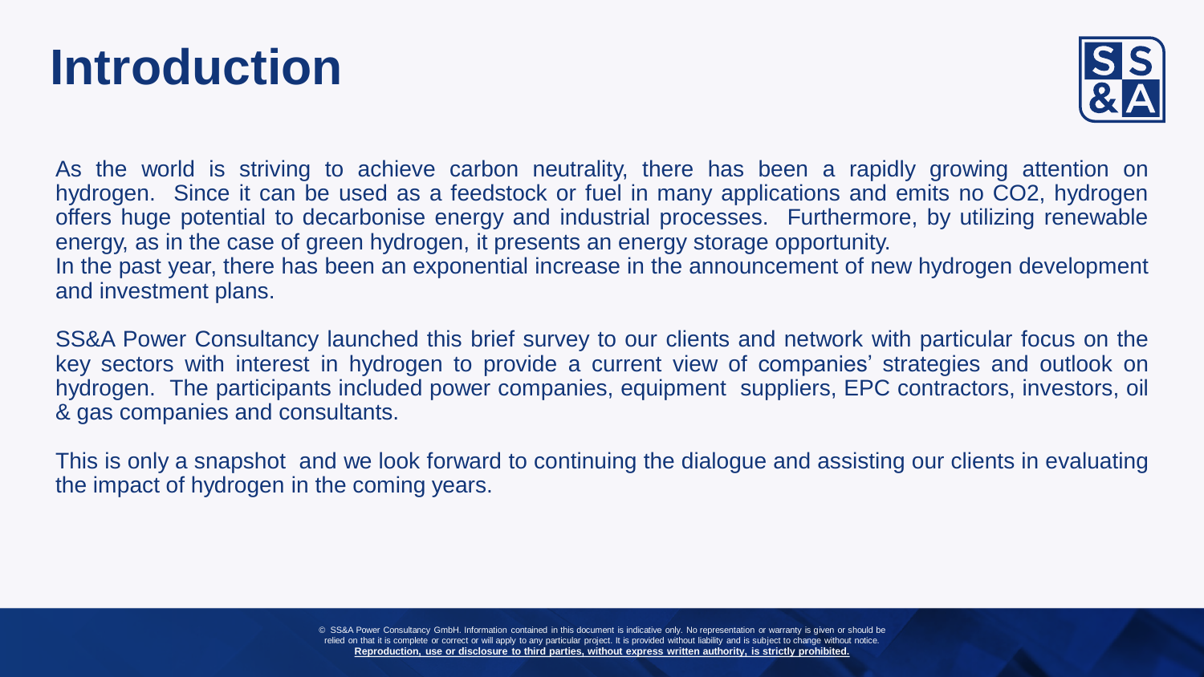# Introduction

As the world is striving to achieve carbon neutrality, there has been a rapidly growing attention on hydrogen. Since it can be used as a feedstock or fuel in many applications and emits no $CO_2$, hydrogen offers huge potential to decarbonise energy and industrial processes. Furthermore, by utilizing renewable energy, as in the case of green hydrogen, it presents an energy storage opportunity.
In the past year, there has been an exponential increase in the announcement of new hydrogen development and investment plans.

SS&A Power Consultancy launched this brief survey to our clients and network with particular focus on the key sectors with interest in hydrogen to provide a current view of companies' strategies and outlook on hydrogen. The participants included power companies, equipment suppliers, EPC contractors, investors, oil & gas companies and consultants.

This is only a snapshot and we look forward to continuing the dialogue and assisting our clients in evaluating the impact of hydrogen in the coming years.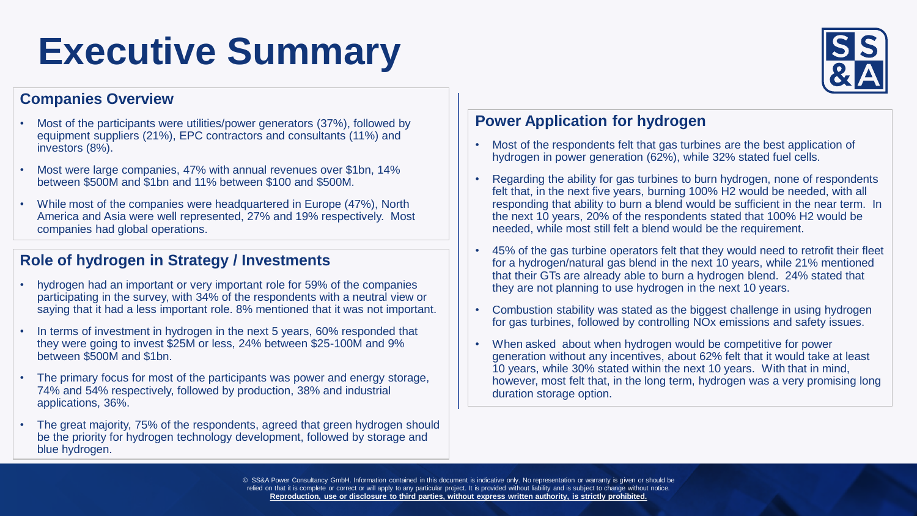# Executive Summary

## Companies Overview

- Most of the participants were utilities/power generators (37%), followed by equipment suppliers (21%), EPC contractors and consultants (11%) and investors (8%).
- Most were large companies, 47% with annual revenues over $1bn, 14% between $500M and $1bn and 11% between $100 and $500M.
- While most of the companies were headquartered in Europe (47%), North America and Asia were well represented, 27% and 19% respectively. Most companies had global operations.

## Role of hydrogen in Strategy / Investments

- hydrogen had an important or very important role for 59% of the companies participating in the survey, with 34% of the respondents with a neutral view or saying that it had a less important role. 8% mentioned that it was not important.
- In terms of investment in hydrogen in the next 5 years, 60% responded that they were going to invest $25M or less, 24% between $25-100M and 9% between $500M and $1bn.
- The primary focus for most of the participants was power and energy storage, 74% and 54% respectively, followed by production, 38% and industrial applications, 36%.
- The great majority, 75% of the respondents, agreed that green hydrogen should be the priority for hydrogen technology development, followed by storage and blue hydrogen.

## Power Application for hydrogen

- Most of the respondents felt that gas turbines are the best application of hydrogen in power generation (62%), while 32% stated fuel cells.
- Regarding the ability for gas turbines to burn hydrogen, none of respondents felt that, in the next five years, burning 100% $H_2$ would be needed, with all responding that ability to burn a blend would be sufficient in the near term. In the next 10 years, 20% of the respondents stated that 100% $H_2$ would be needed, while most still felt a blend would be the requirement.
- 45% of the gas turbine operators felt that they would need to retrofit their fleet for a hydrogen/natural gas blend in the next 10 years, while 21% mentioned that their GTs are already able to burn a hydrogen blend. 24% stated that they are not planning to use hydrogen in the next 10 years.
- Combustion stability was stated as the biggest challenge in using hydrogen for gas turbines, followed by controlling NOx emissions and safety issues.
- When asked about when hydrogen would be competitive for power generation without any incentives, about 62% felt that it would take at least 10 years, while 30% stated within the next 10 years. With that in mind, however, most felt that, in the long term, hydrogen was a very promising long duration storage option.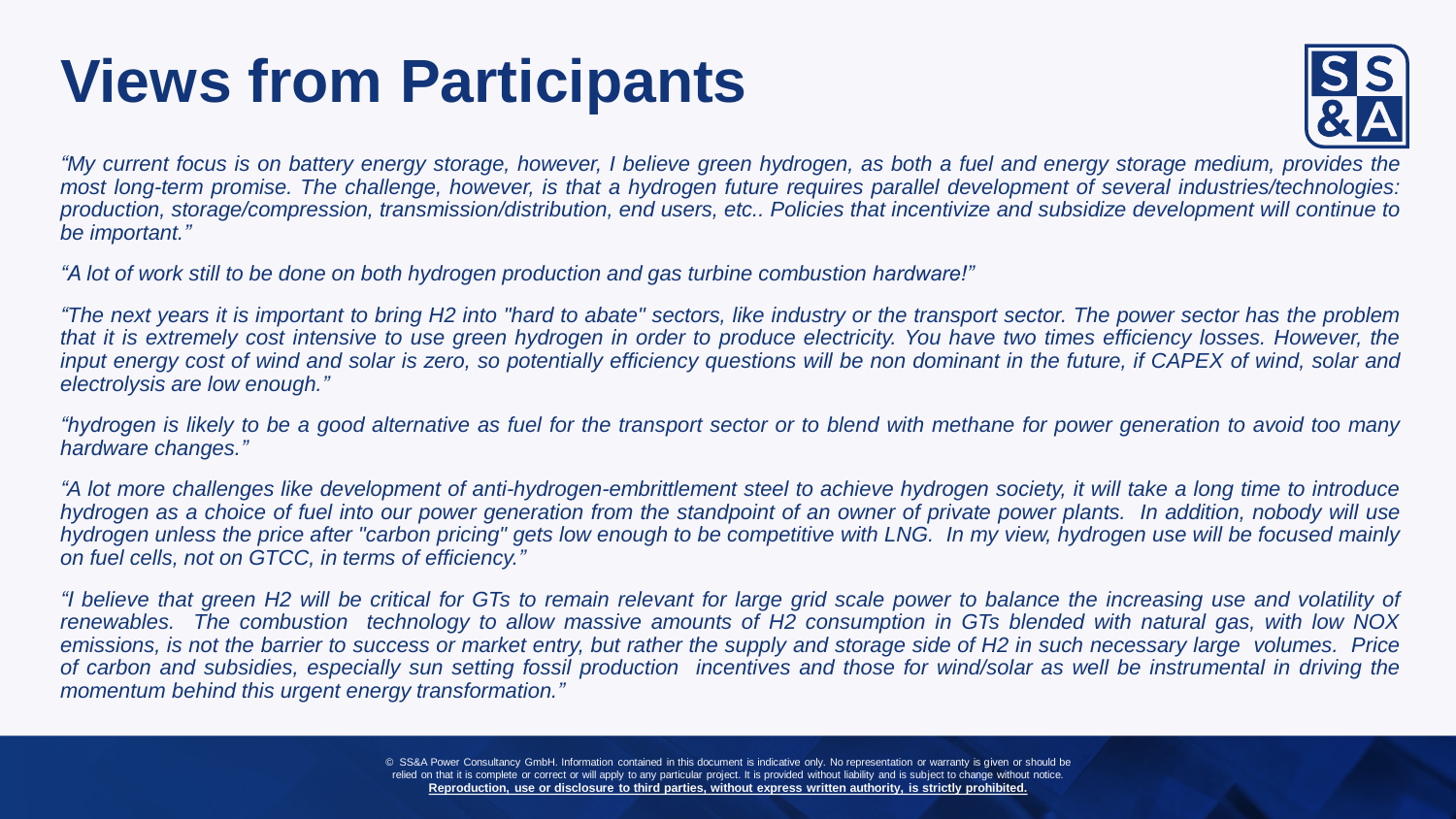# Views from Participants

*"My current focus is on battery energy storage, however, I believe green hydrogen, as both a fuel and energy storage medium, provides the most long-term promise. The challenge, however, is that a hydrogen future requires parallel development of several industries/technologies: production, storage/compression, transmission/distribution, end users, etc.. Policies that incentivize and subsidize development will continue to be important."*

*"A lot of work still to be done on both hydrogen production and gas turbine combustion hardware!"*

*"The next years it is important to bring H2 into "hard to abate" sectors, like industry or the transport sector. The power sector has the problem that it is extremely cost intensive to use green hydrogen in order to produce electricity. You have two times efficiency losses. However, the input energy cost of wind and solar is zero, so potentially efficiency questions will be non dominant in the future, if CAPEX of wind, solar and electrolysis are low enough."*

*"hydrogen is likely to be a good alternative as fuel for the transport sector or to blend with methane for power generation to avoid too many hardware changes."*

*"A lot more challenges like development of anti-hydrogen-embrittlement steel to achieve hydrogen society, it will take a long time to introduce hydrogen as a choice of fuel into our power generation from the standpoint of an owner of private power plants. In addition, nobody will use hydrogen unless the price after "carbon pricing" gets low enough to be competitive with LNG. In my view, hydrogen use will be focused mainly on fuel cells, not on GTCC, in terms of efficiency."*

*"I believe that green H2 will be critical for GTs to remain relevant for large grid scale power to balance the increasing use and volatility of renewables. The combustion technology to allow massive amounts of H2 consumption in GTs blended with natural gas, with low NOX emissions, is not the barrier to success or market entry, but rather the supply and storage side of H2 in such necessary large volumes. Price of carbon and subsidies, especially sun setting fossil production incentives and those for wind/solar as well be instrumental in driving the momentum behind this urgent energy transformation."*

© SS&A Power Consultancy GmbH. Information contained in this document is indicative only. No representation or warranty is given or should be relied on that it is complete or correct or will apply to any particular project. It is provided without liability and is subject to change without notice. **Reproduction, use or disclosure to third parties, without express written authority, is strictly prohibited.**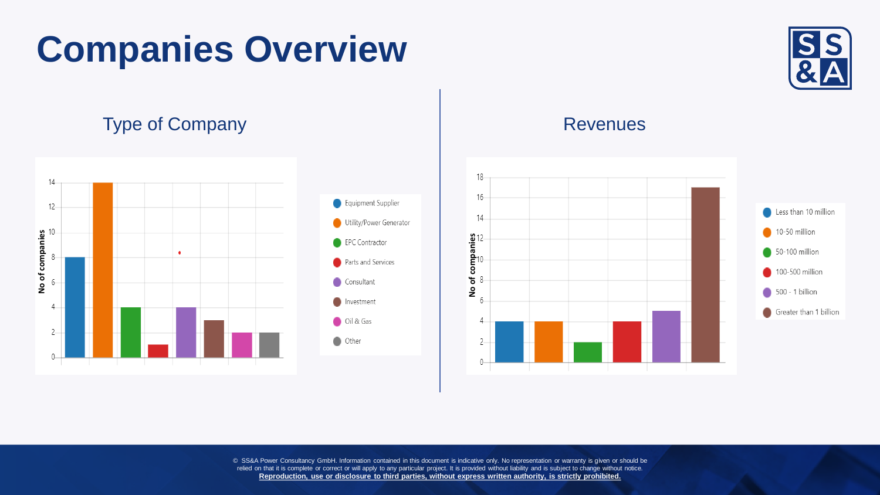# Companies Overview

## Type of Company

No of companies

0
2
4
6
8
10
12
14

- Equipment Supplier
- Utility/Power Generator
- EPC Contractor
- Parts and Services
- Consultant
- Investment
- Oil & Gas
- Other

## Revenues

No of companies

0
2
4
6
8
10
12
14
16
18

- Less than 10 million
- 10-50 million
- 50-100 million
- 100-500 million
- 500 - 1 billion
- Greater than 1 billion

© SS&A Power Consultancy GmbH. Information contained in this document is indicative only. No representation or warranty is given or should be relied on that it is complete or correct or will apply to any particular project. It is provided without liability and is subject to change without notice.
**Reproduction, use or disclosure to third parties, without express written authority, is strictly prohibited.**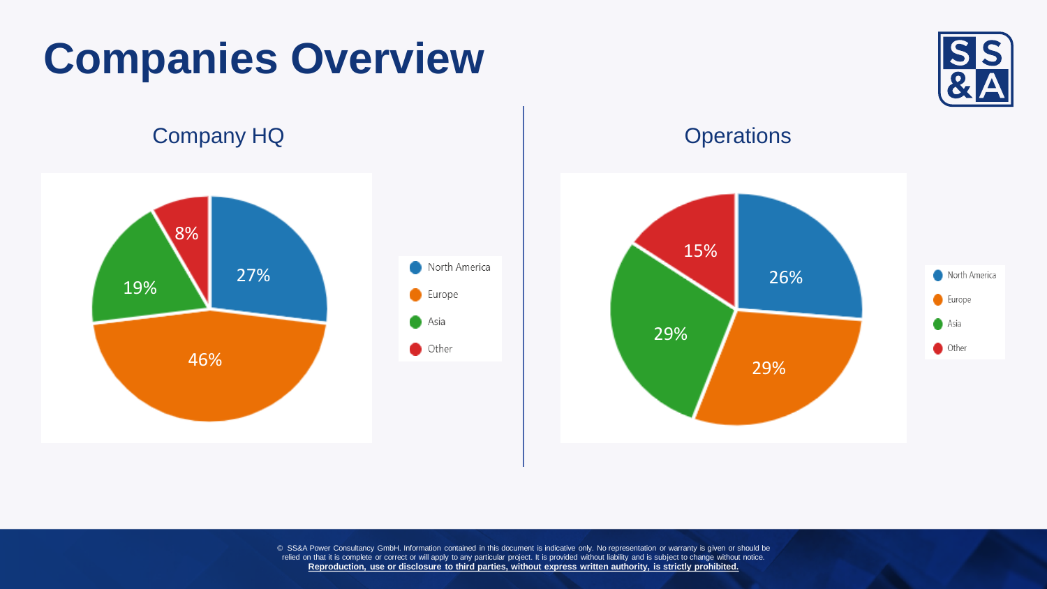# Companies Overview

## Company HQ

27%
46%
19%
8%

North America
Europe
Asia
Other

## Operations

26%
29%
29%
15%

North America
Europe
Asia
Other

© SS&A Power Consultancy GmbH. Information contained in this document is indicative only. No representation or warranty is given or should be relied on that it is complete or correct or will apply to any particular project. It is provided without liability and is subject to change without notice.
**Reproduction, use or disclosure to third parties, without express written authority, is strictly prohibited.**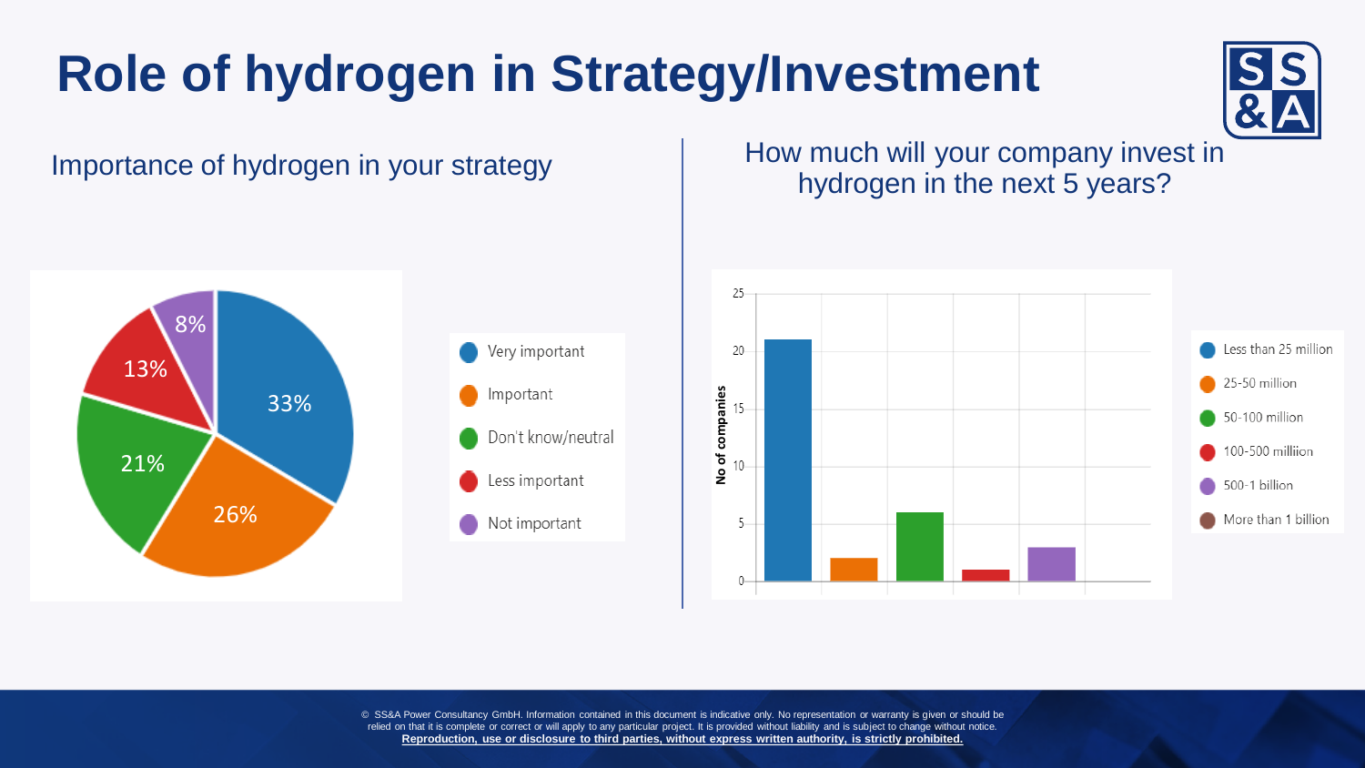# Role of hydrogen in Strategy/Investment

## Importance of hydrogen in your strategy

8%
13%
33%
21%
26%

Very important
Important
Don't know/neutral
Less important
Not important

## How much will your company invest in hydrogen in the next 5 years?

No of companies
25
20
15
10
5
0

Less than 25 million
25-50 million
50-100 million
100-500 milliion
500-1 billion
More than 1 billion

© SS&A Power Consultancy GmbH. Information contained in this document is indicative only. No representation or warranty is given or should be relied on that it is complete or correct or will apply to any particular project. It is provided without liability and is subject to change without notice.
**Reproduction, use or disclosure to third parties, without express written authority, is strictly prohibited.**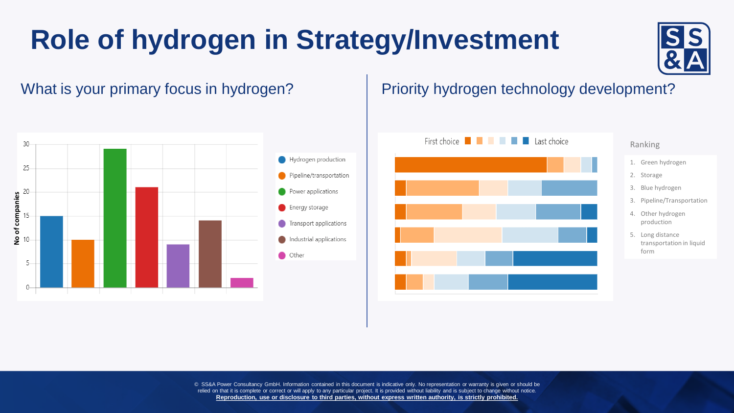# Role of hydrogen in Strategy/Investment

## What is your primary focus in hydrogen?

No of companies

30
25
20
15
10
5
0

- Hydrogen production
- Pipeline/transportation
- Power applications
- Energy storage
- Transport applications
- Industrial applications
- Other

## Priority hydrogen technology development?

First choice — Last choice

Ranking

1. Green hydrogen
2. Storage
3. Blue hydrogen
3. Pipeline/Transportation
4. Other hydrogen production
5. Long distance transportation in liquid form

© SS&A Power Consultancy GmbH. Information contained in this document is indicative only. No representation or warranty is given or should be relied on that it is complete or correct or will apply to any particular project. It is provided without liability and is subject to change without notice.
**Reproduction, use or disclosure to third parties, without express written authority, is strictly prohibited.**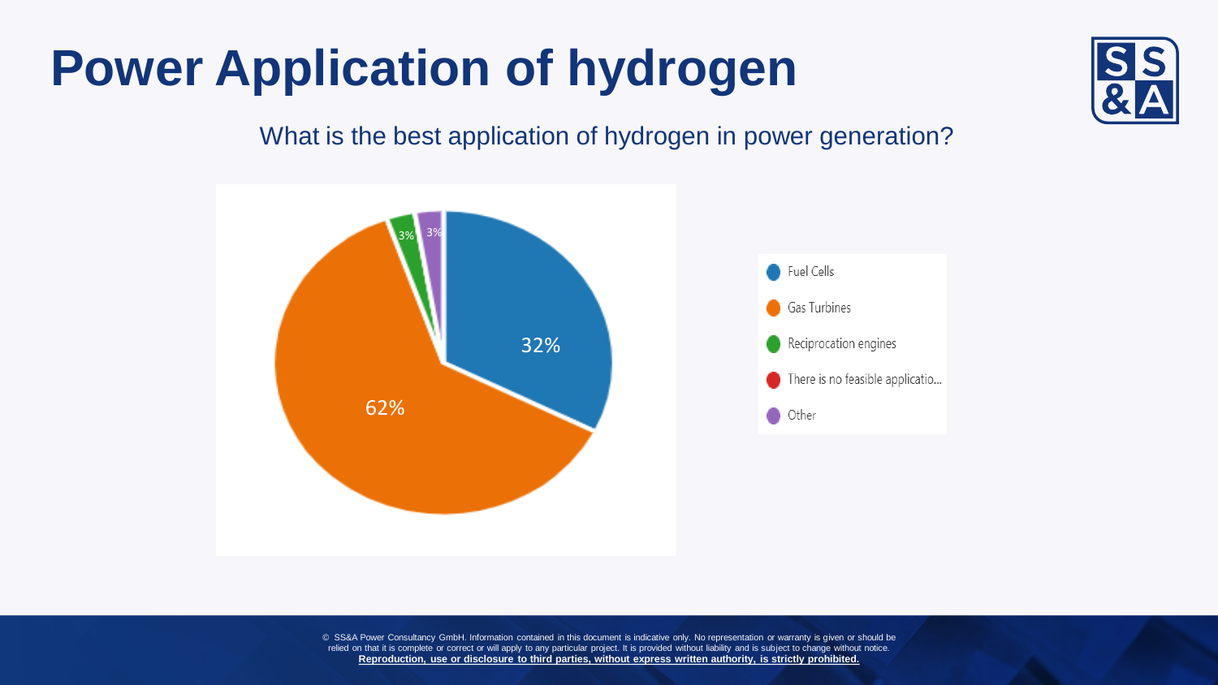# Power Application of hydrogen

What is the best application of hydrogen in power generation?

32%

62%

3%

3%

Fuel Cells

Gas Turbines

Reciprocation engines

There is no feasible applicatio...

Other

© SS&A Power Consultancy GmbH. Information contained in this document is indicative only. No representation or warranty is given or should be relied on that it is complete or correct or will apply to any particular project. It is provided without liability and is subject to change without notice.
**Reproduction, use or disclosure to third parties, without express written authority, is strictly prohibited.**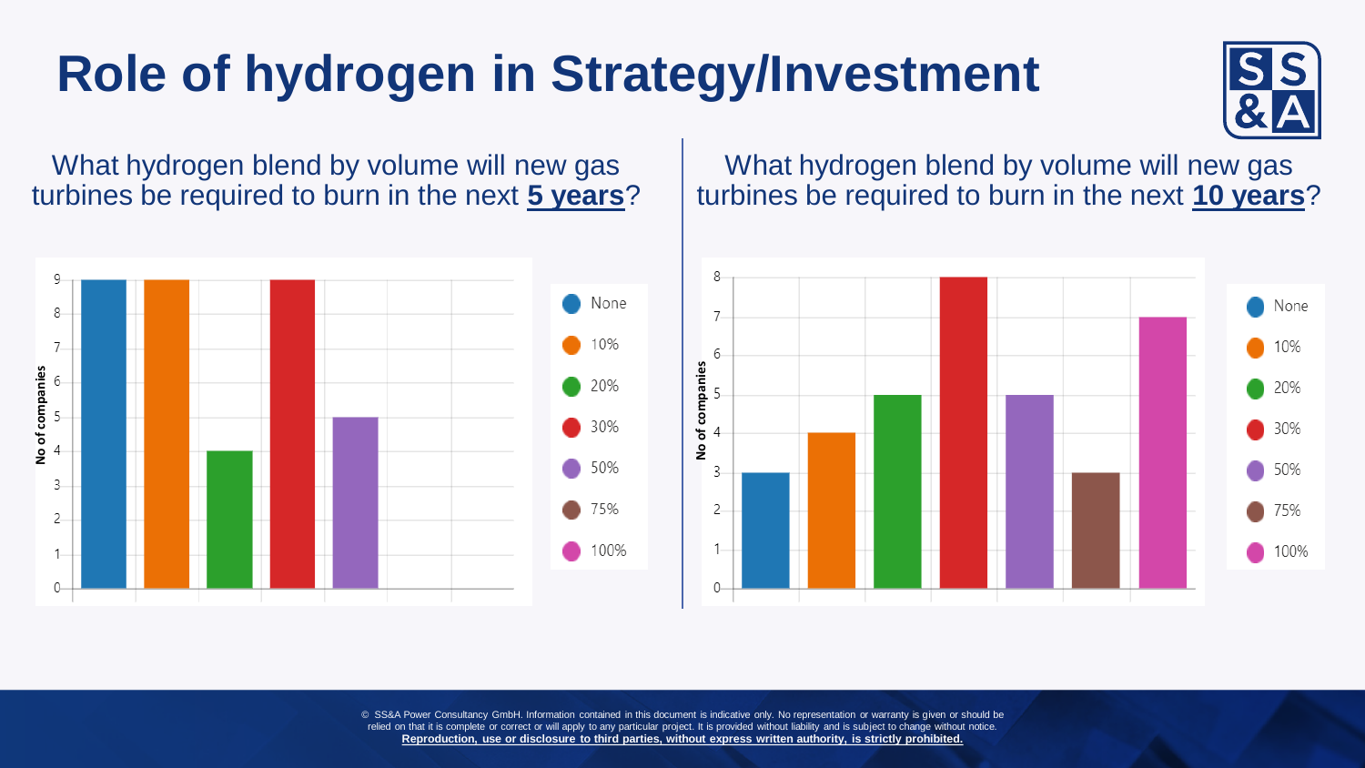# Role of hydrogen in Strategy/Investment

What hydrogen blend by volume will new gas turbines be required to burn in the next **5 years**?

No of companies

0
1
2
3
4
5
6
7
8
9

None
10%
20%
30%
50%
75%
100%

What hydrogen blend by volume will new gas turbines be required to burn in the next **10 years**?

No of companies

0
1
2
3
4
5
6
7
8

None
10%
20%
30%
50%
75%
100%

© SS&A Power Consultancy GmbH. Information contained in this document is indicative only. No representation or warranty is given or should be relied on that it is complete or correct or will apply to any particular project. It is provided without liability and is subject to change without notice.
**Reproduction, use or disclosure to third parties, without express written authority, is strictly prohibited.**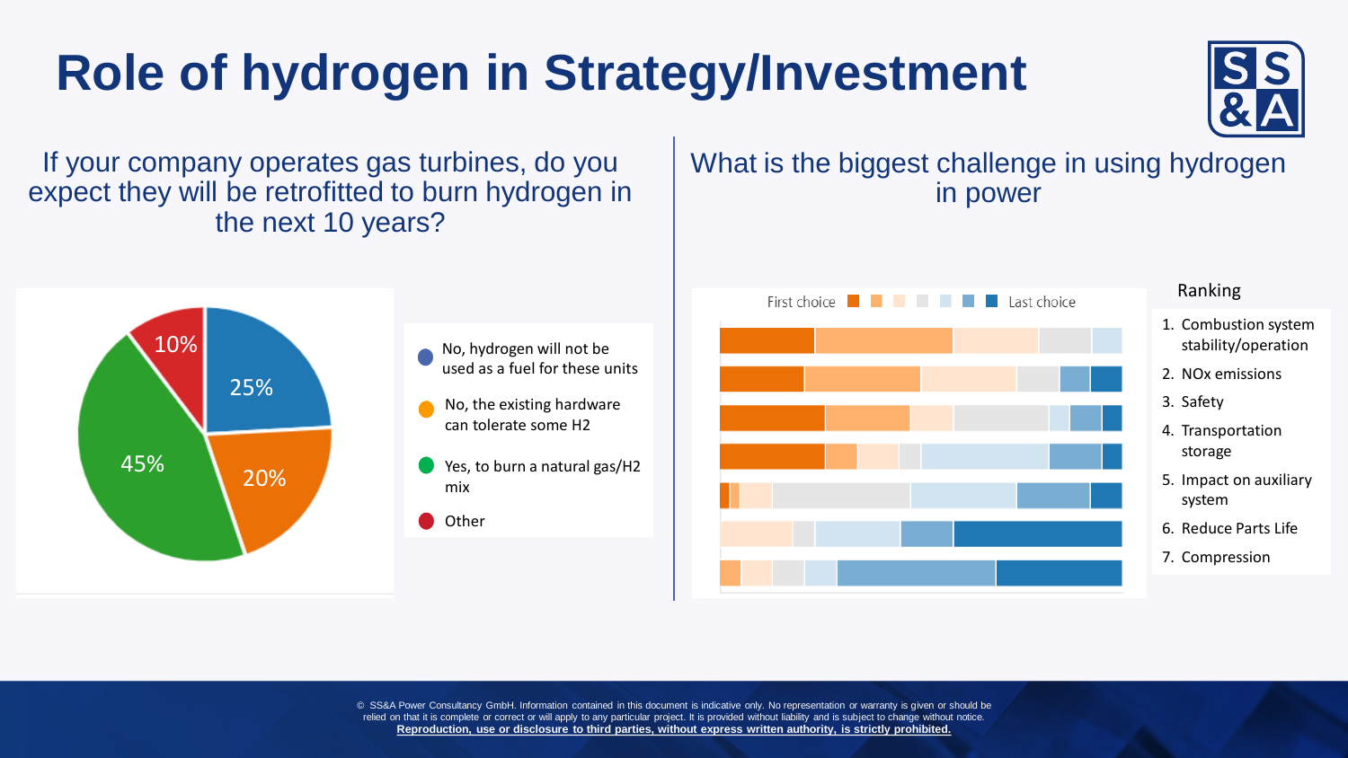# Role of hydrogen in Strategy/Investment

If your company operates gas turbines, do you expect they will be retrofitted to burn hydrogen in the next 10 years?

10%
25%
45%
20%

- No, hydrogen will not be used as a fuel for these units
- No, the existing hardware can tolerate some H2
- Yes, to burn a natural gas/H2 mix
- Other

What is the biggest challenge in using hydrogen in power

First choice
Last choice

Ranking

1. Combustion system stability/operation
2. NOx emissions
3. Safety
4. Transportation storage
5. Impact on auxiliary system
6. Reduce Parts Life
7. Compression

© SS&A Power Consultancy GmbH. Information contained in this document is indicative only. No representation or warranty is given or should be relied on that it is complete or correct or will apply to any particular project. It is provided without liability and is subject to change without notice. **Reproduction, use or disclosure to third parties, without express written authority, is strictly prohibited.**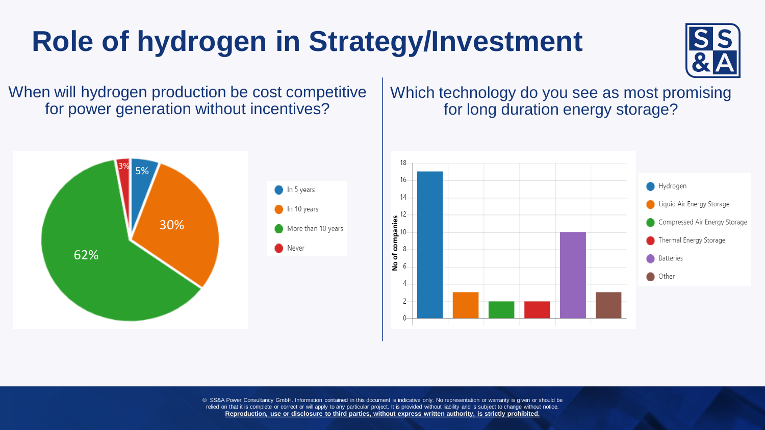# Role of hydrogen in Strategy/Investment

## When will hydrogen production be cost competitive for power generation without incentives?

3%
5%
30%
62%

In 5 years
In 10 years
More than 10 years
Never

## Which technology do you see as most promising for long duration energy storage?

No of companies

0
2
4
6
8
10
12
14
16
18

Hydrogen
Liquid Air Energy Storage
Compressed Air Energy Storage
Thermal Energy Storage
Batteries
Other

© SS&A Power Consultancy GmbH. Information contained in this document is indicative only. No representation or warranty is given or should be relied on that it is complete or correct or will apply to any particular project. It is provided without liability and is subject to change without notice.
**Reproduction, use or disclosure to third parties, without express written authority, is strictly prohibited.**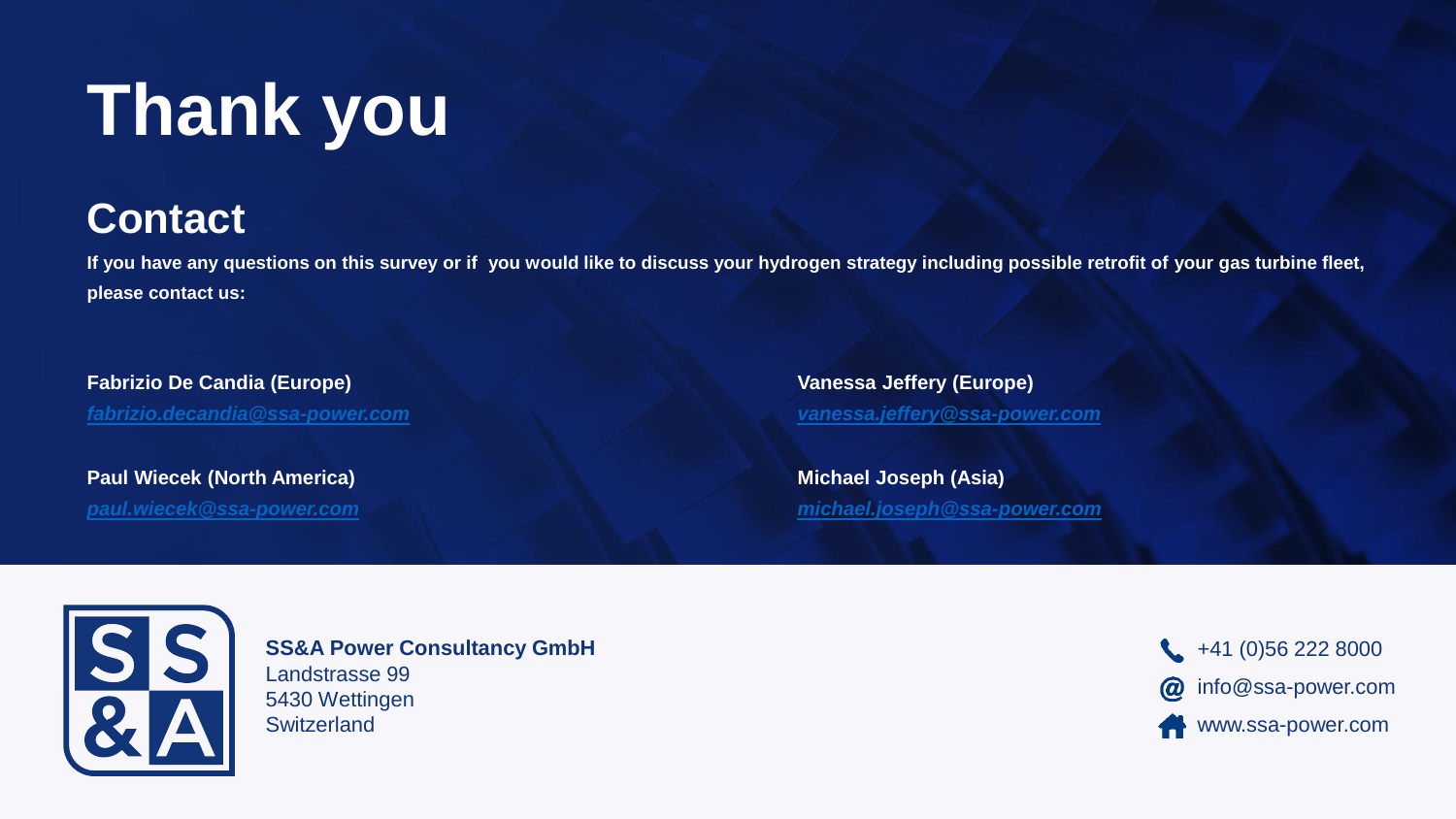# Thank you

## Contact

**If you have any questions on this survey or if you would like to discuss your hydrogen strategy including possible retrofit of your gas turbine fleet, please contact us:**

**Fabrizio De Candia (Europe)**
***fabrizio.decandia@ssa-power.com***

**Vanessa Jeffery (Europe)**
***vanessa.jeffery@ssa-power.com***

**Paul Wiecek (North America)**
***paul.wiecek@ssa-power.com***

**Michael Joseph (Asia)**
***michael.joseph@ssa-power.com***

**SS&A Power Consultancy GmbH**
Landstrasse 99
5430 Wettingen
Switzerland

+41 (0)56 222 8000
info@ssa-power.com
www.ssa-power.com